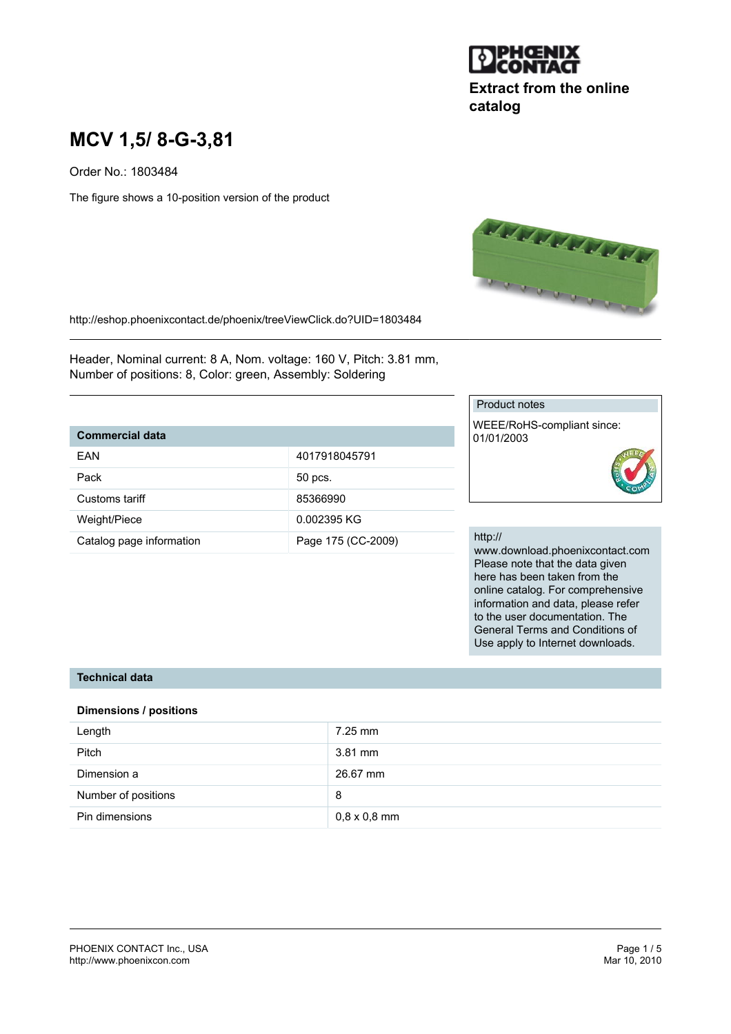Extract from the online catalog

# MCV 1,5/ 8-G-3,81

Order No.: 1803484

The figure shows a 10-position version of the product

http://eshop.phoenixcontact.de/phoenix/treeViewClick.do?UID=1803484

Header, Nominal current: 8 A, Nom. voltage: 160 V, Pitch: 3.81 mm, Number of positions: 8, Color: green, Assembly: Soldering

| Commercial data | |
|---|---|
| EAN | 4017918045791 |
| Pack | 50 pcs. |
| Customs tariff | 85366990 |
| Weight/Piece | 0.002395 KG |
| Catalog page information | Page 175 (CC-2009) |

Product notes

WEEE/RoHS-compliant since: 01/01/2003

http://www.download.phoenixcontact.com Please note that the data given here has been taken from the online catalog. For comprehensive information and data, please refer to the user documentation. The General Terms and Conditions of Use apply to Internet downloads.

## Technical data

### Dimensions / positions

| | |
|---|---|
| Length | 7.25 mm |
| Pitch | 3.81 mm |
| Dimension a | 26.67 mm |
| Number of positions | 8 |
| Pin dimensions | 0,8 x 0,8 mm |

PHOENIX CONTACT Inc., USA
http://www.phoenixcon.com

Mar 10, 2010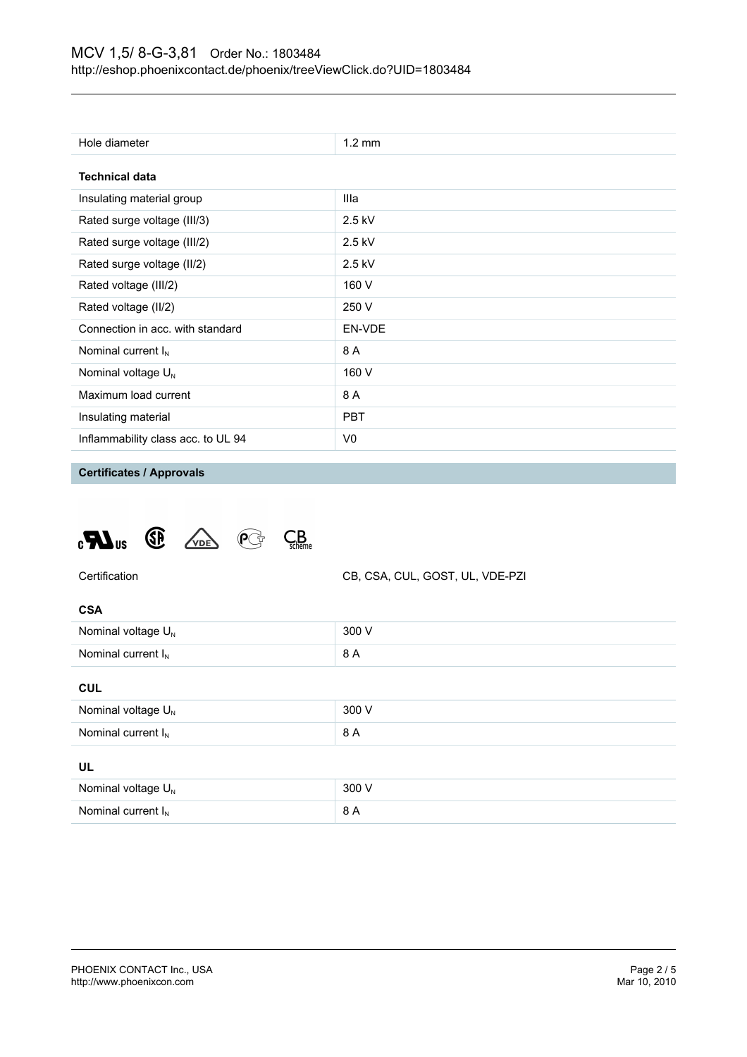| Hole diameter | 1.2 mm |
|---|---|

**Technical data**

| | |
|---|---|
| Insulating material group | IIIa |
| Rated surge voltage (III/3) | 2.5 kV |
| Rated surge voltage (III/2) | 2.5 kV |
| Rated surge voltage (II/2) | 2.5 kV |
| Rated voltage (III/2) | 160 V |
| Rated voltage (II/2) | 250 V |
| Connection in acc. with standard | EN-VDE |
| Nominal current $I_N$ | 8 A |
| Nominal voltage $U_N$ | 160 V |
| Maximum load current | 8 A |
| Insulating material | PBT |
| Inflammability class acc. to UL 94 | V0 |

## Certificates / Approvals

| Certification | CB, CSA, CUL, GOST, UL, VDE-PZI |
|---|---|

**CSA**

| | |
|---|---|
| Nominal voltage $U_N$ | 300 V |
| Nominal current $I_N$ | 8 A |

**CUL**

| | |
|---|---|
| Nominal voltage $U_N$ | 300 V |
| Nominal current $I_N$ | 8 A |

**UL**

| | |
|---|---|
| Nominal voltage $U_N$ | 300 V |
| Nominal current $I_N$ | 8 A |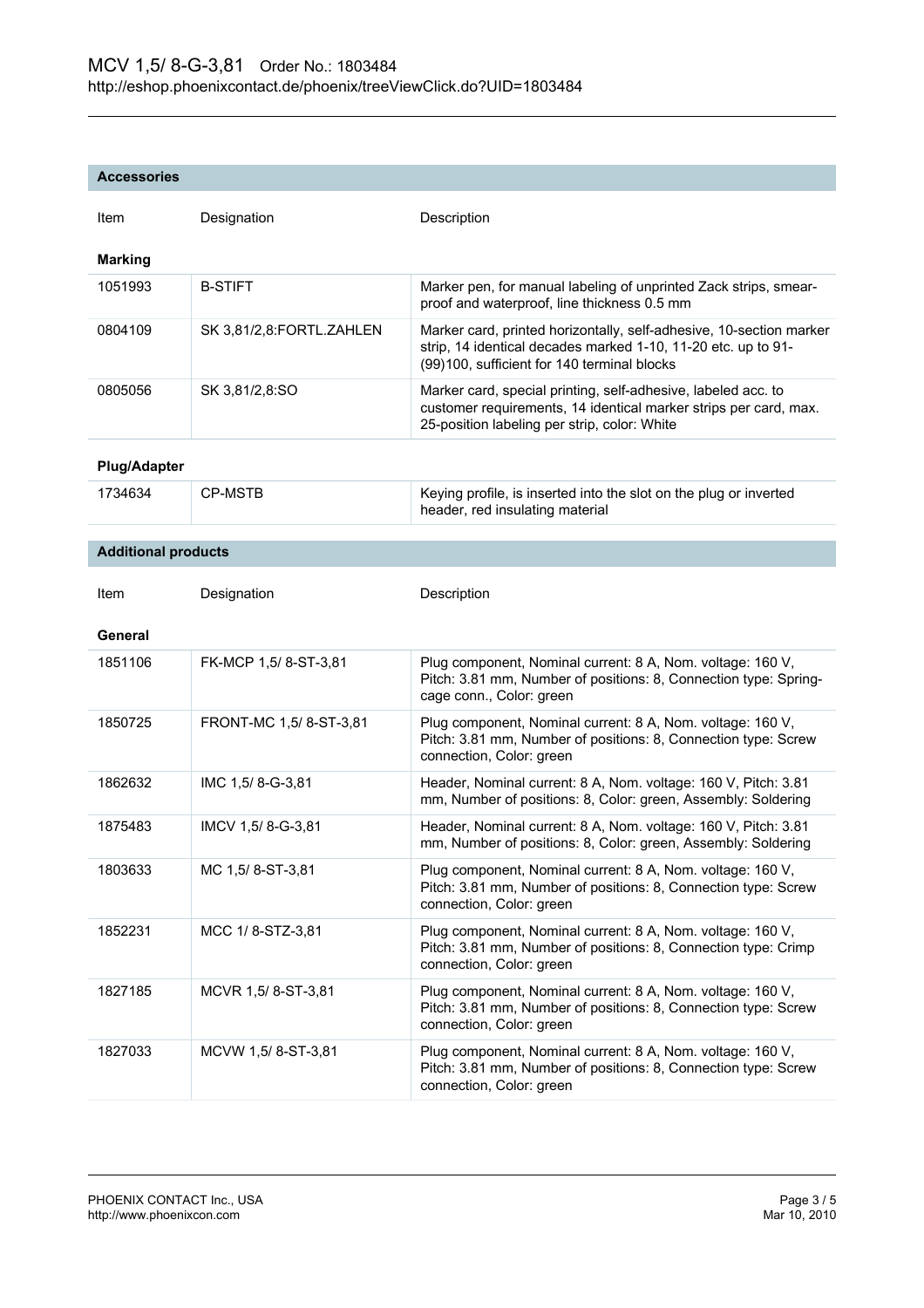## Accessories

| Item | Designation | Description |
| --- | --- | --- |
| **Marking** | | |
| 1051993 | B-STIFT | Marker pen, for manual labeling of unprinted Zack strips, smear-proof and waterproof, line thickness 0.5 mm |
| 0804109 | SK 3,81/2,8:FORTL.ZAHLEN | Marker card, printed horizontally, self-adhesive, 10-section marker strip, 14 identical decades marked 1-10, 11-20 etc. up to 91-(99)100, sufficient for 140 terminal blocks |
| 0805056 | SK 3,81/2,8:SO | Marker card, special printing, self-adhesive, labeled acc. to customer requirements, 14 identical marker strips per card, max. 25-position labeling per strip, color: White |
| **Plug/Adapter** | | |
| 1734634 | CP-MSTB | Keying profile, is inserted into the slot on the plug or inverted header, red insulating material |

## Additional products

| Item | Designation | Description |
| --- | --- | --- |
| **General** | | |
| 1851106 | FK-MCP 1,5/ 8-ST-3,81 | Plug component, Nominal current: 8 A, Nom. voltage: 160 V, Pitch: 3.81 mm, Number of positions: 8, Connection type: Spring-cage conn., Color: green |
| 1850725 | FRONT-MC 1,5/ 8-ST-3,81 | Plug component, Nominal current: 8 A, Nom. voltage: 160 V, Pitch: 3.81 mm, Number of positions: 8, Connection type: Screw connection, Color: green |
| 1862632 | IMC 1,5/ 8-G-3,81 | Header, Nominal current: 8 A, Nom. voltage: 160 V, Pitch: 3.81 mm, Number of positions: 8, Color: green, Assembly: Soldering |
| 1875483 | IMCV 1,5/ 8-G-3,81 | Header, Nominal current: 8 A, Nom. voltage: 160 V, Pitch: 3.81 mm, Number of positions: 8, Color: green, Assembly: Soldering |
| 1803633 | MC 1,5/ 8-ST-3,81 | Plug component, Nominal current: 8 A, Nom. voltage: 160 V, Pitch: 3.81 mm, Number of positions: 8, Connection type: Screw connection, Color: green |
| 1852231 | MCC 1/ 8-STZ-3,81 | Plug component, Nominal current: 8 A, Nom. voltage: 160 V, Pitch: 3.81 mm, Number of positions: 8, Connection type: Crimp connection, Color: green |
| 1827185 | MCVR 1,5/ 8-ST-3,81 | Plug component, Nominal current: 8 A, Nom. voltage: 160 V, Pitch: 3.81 mm, Number of positions: 8, Connection type: Screw connection, Color: green |
| 1827033 | MCVW 1,5/ 8-ST-3,81 | Plug component, Nominal current: 8 A, Nom. voltage: 160 V, Pitch: 3.81 mm, Number of positions: 8, Connection type: Screw connection, Color: green |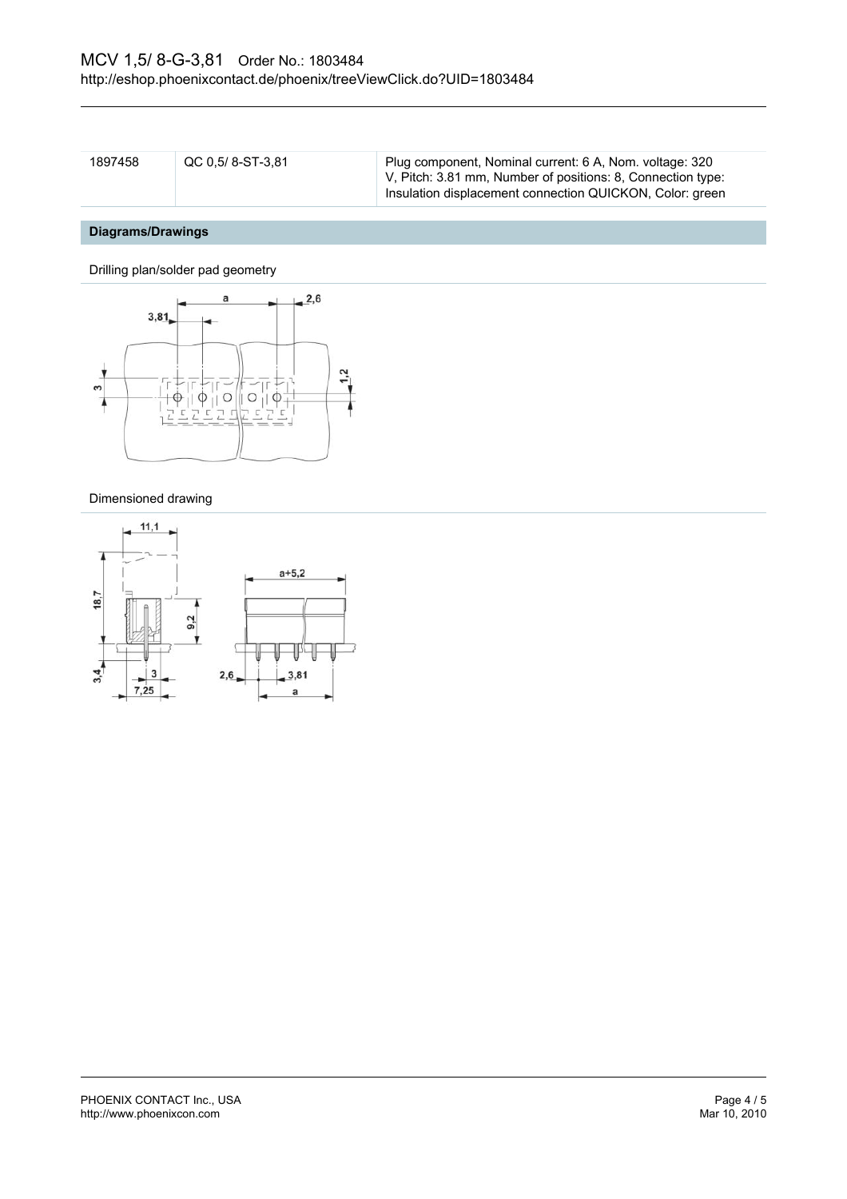| 1897458 | QC 0,5/ 8-ST-3,81 | Plug component, Nominal current: 6 A, Nom. voltage: 320 V, Pitch: 3.81 mm, Number of positions: 8, Connection type: Insulation displacement connection QUICKON, Color: green |
|---|---|---|

## Diagrams/Drawings

Drilling plan/solder pad geometry

Dimensioned drawing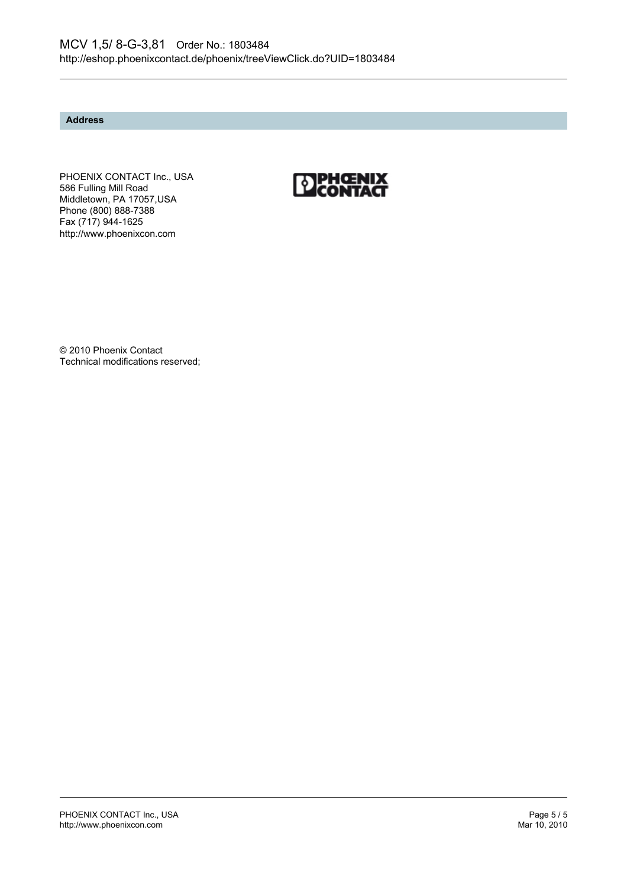## Address

PHOENIX CONTACT Inc., USA
586 Fulling Mill Road
Middletown, PA 17057,USA
Phone (800) 888-7388
Fax (717) 944-1625
http://www.phoenixcon.com

© 2010 Phoenix Contact
Technical modifications reserved;